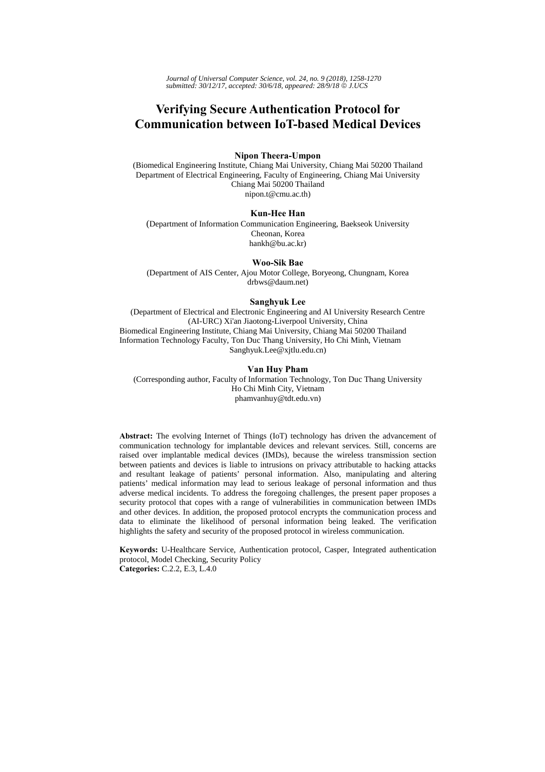# Verifying Secure Authentication Protocol for Communication between IoT-based Medical Devices

**Nipon Theera-Umpon**

(Biomedical Engineering Institute, Chiang Mai University, Chiang Mai 50200 Thailand
Department of Electrical Engineering, Faculty of Engineering, Chiang Mai University
Chiang Mai 50200 Thailand
nipon.t@cmu.ac.th)

**Kun-Hee Han**

(Department of Information Communication Engineering, Baekseok University
Cheonan, Korea
hankh@bu.ac.kr)

**Woo-Sik Bae**

(Department of AIS Center, Ajou Motor College, Boryeong, Chungnam, Korea
drbws@daum.net)

**Sanghyuk Lee**

(Department of Electrical and Electronic Engineering and AI University Research Centre (AI-URC) Xi'an Jiaotong-Liverpool University, China
Biomedical Engineering Institute, Chiang Mai University, Chiang Mai 50200 Thailand
Information Technology Faculty, Ton Duc Thang University, Ho Chi Minh, Vietnam
Sanghyuk.Lee@xjtlu.edu.cn)

**Van Huy Pham**

(Corresponding author, Faculty of Information Technology, Ton Duc Thang University
Ho Chi Minh City, Vietnam
phamvanhuy@tdt.edu.vn)

**Abstract:** The evolving Internet of Things (IoT) technology has driven the advancement of communication technology for implantable devices and relevant services. Still, concerns are raised over implantable medical devices (IMDs), because the wireless transmission section between patients and devices is liable to intrusions on privacy attributable to hacking attacks and resultant leakage of patients' personal information. Also, manipulating and altering patients' medical information may lead to serious leakage of personal information and thus adverse medical incidents. To address the foregoing challenges, the present paper proposes a security protocol that copes with a range of vulnerabilities in communication between IMDs and other devices. In addition, the proposed protocol encrypts the communication process and data to eliminate the likelihood of personal information being leaked. The verification highlights the safety and security of the proposed protocol in wireless communication.

**Keywords:** U-Healthcare Service, Authentication protocol, Casper, Integrated authentication protocol, Model Checking, Security Policy
**Categories:** C.2.2, E.3, L.4.0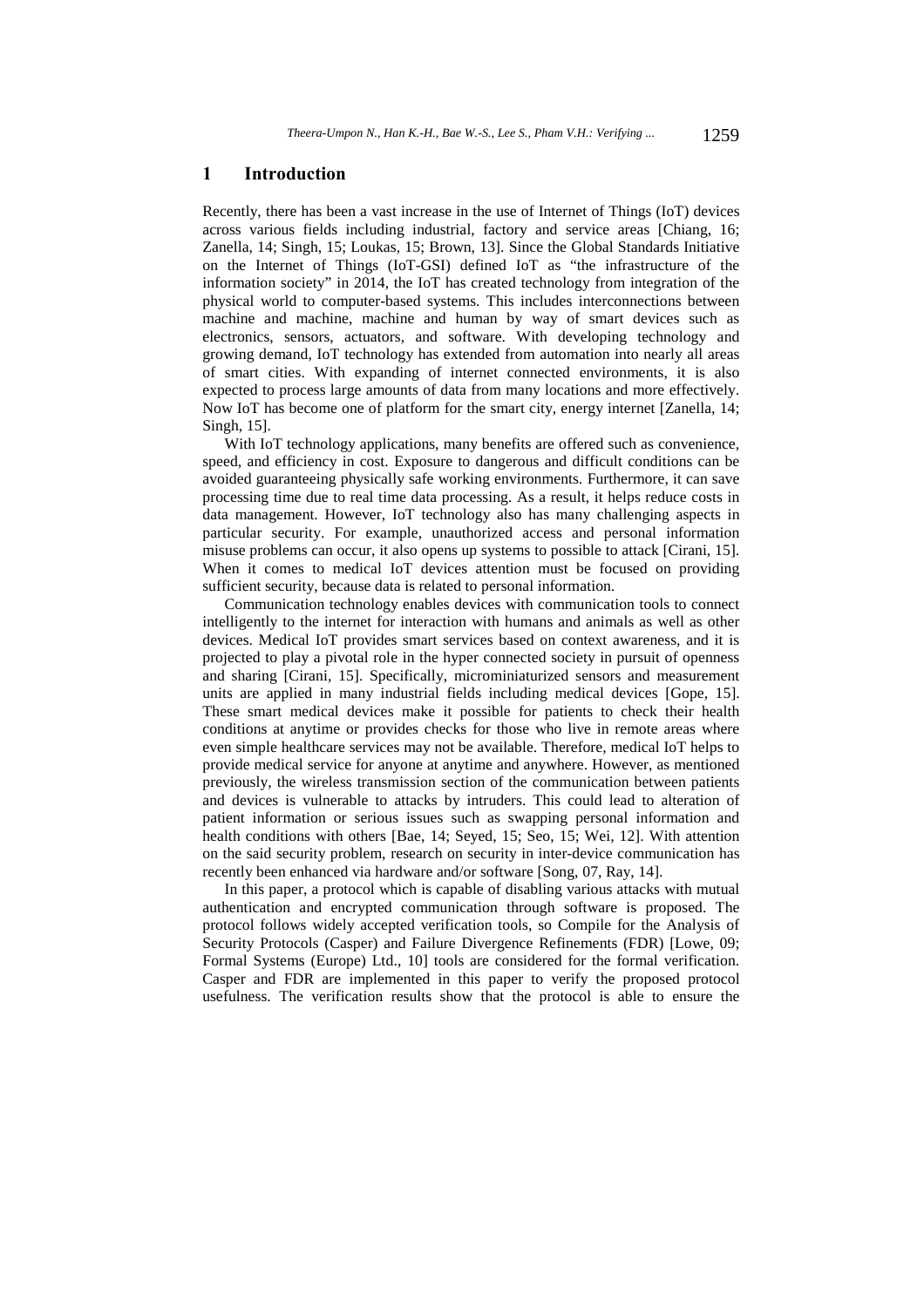## 1 Introduction

Recently, there has been a vast increase in the use of Internet of Things (IoT) devices across various fields including industrial, factory and service areas [Chiang, 16; Zanella, 14; Singh, 15; Loukas, 15; Brown, 13]. Since the Global Standards Initiative on the Internet of Things (IoT-GSI) defined IoT as "the infrastructure of the information society" in 2014, the IoT has created technology from integration of the physical world to computer-based systems. This includes interconnections between machine and machine, machine and human by way of smart devices such as electronics, sensors, actuators, and software. With developing technology and growing demand, IoT technology has extended from automation into nearly all areas of smart cities. With expanding of internet connected environments, it is also expected to process large amounts of data from many locations and more effectively. Now IoT has become one of platform for the smart city, energy internet [Zanella, 14; Singh, 15].

With IoT technology applications, many benefits are offered such as convenience, speed, and efficiency in cost. Exposure to dangerous and difficult conditions can be avoided guaranteeing physically safe working environments. Furthermore, it can save processing time due to real time data processing. As a result, it helps reduce costs in data management. However, IoT technology also has many challenging aspects in particular security. For example, unauthorized access and personal information misuse problems can occur, it also opens up systems to possible to attack [Cirani, 15]. When it comes to medical IoT devices attention must be focused on providing sufficient security, because data is related to personal information.

Communication technology enables devices with communication tools to connect intelligently to the internet for interaction with humans and animals as well as other devices. Medical IoT provides smart services based on context awareness, and it is projected to play a pivotal role in the hyper connected society in pursuit of openness and sharing [Cirani, 15]. Specifically, microminiaturized sensors and measurement units are applied in many industrial fields including medical devices [Gope, 15]. These smart medical devices make it possible for patients to check their health conditions at anytime or provides checks for those who live in remote areas where even simple healthcare services may not be available. Therefore, medical IoT helps to provide medical service for anyone at anytime and anywhere. However, as mentioned previously, the wireless transmission section of the communication between patients and devices is vulnerable to attacks by intruders. This could lead to alteration of patient information or serious issues such as swapping personal information and health conditions with others [Bae, 14; Seyed, 15; Seo, 15; Wei, 12]. With attention on the said security problem, research on security in inter-device communication has recently been enhanced via hardware and/or software [Song, 07, Ray, 14].

In this paper, a protocol which is capable of disabling various attacks with mutual authentication and encrypted communication through software is proposed. The protocol follows widely accepted verification tools, so Compile for the Analysis of Security Protocols (Casper) and Failure Divergence Refinements (FDR) [Lowe, 09; Formal Systems (Europe) Ltd., 10] tools are considered for the formal verification. Casper and FDR are implemented in this paper to verify the proposed protocol usefulness. The verification results show that the protocol is able to ensure the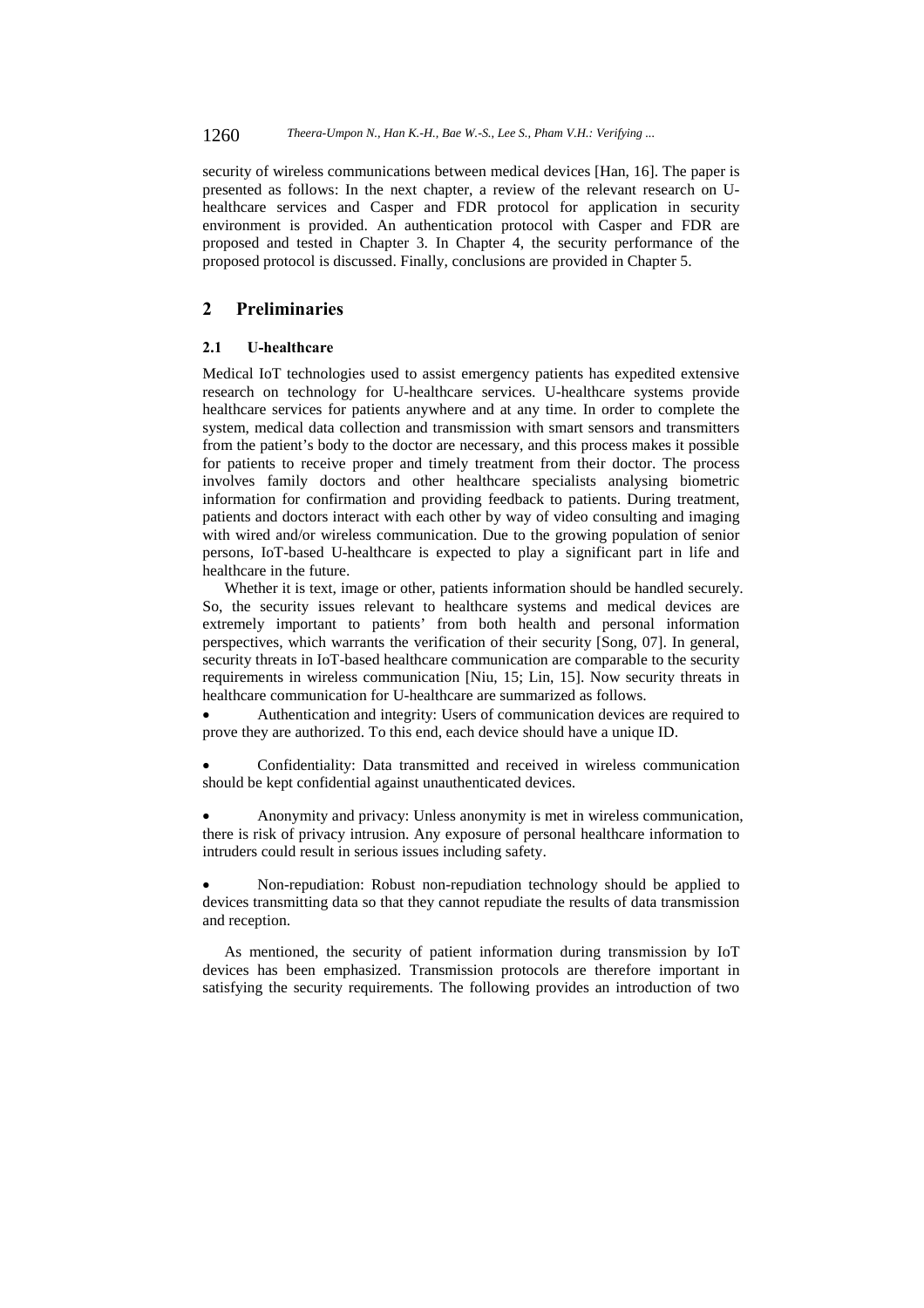security of wireless communications between medical devices [Han, 16]. The paper is presented as follows: In the next chapter, a review of the relevant research on U-healthcare services and Casper and FDR protocol for application in security environment is provided. An authentication protocol with Casper and FDR are proposed and tested in Chapter 3. In Chapter 4, the security performance of the proposed protocol is discussed. Finally, conclusions are provided in Chapter 5.

## 2 Preliminaries

### 2.1 U-healthcare

Medical IoT technologies used to assist emergency patients has expedited extensive research on technology for U-healthcare services. U-healthcare systems provide healthcare services for patients anywhere and at any time. In order to complete the system, medical data collection and transmission with smart sensors and transmitters from the patient's body to the doctor are necessary, and this process makes it possible for patients to receive proper and timely treatment from their doctor. The process involves family doctors and other healthcare specialists analysing biometric information for confirmation and providing feedback to patients. During treatment, patients and doctors interact with each other by way of video consulting and imaging with wired and/or wireless communication. Due to the growing population of senior persons, IoT-based U-healthcare is expected to play a significant part in life and healthcare in the future.

Whether it is text, image or other, patients information should be handled securely. So, the security issues relevant to healthcare systems and medical devices are extremely important to patients' from both health and personal information perspectives, which warrants the verification of their security [Song, 07]. In general, security threats in IoT-based healthcare communication are comparable to the security requirements in wireless communication [Niu, 15; Lin, 15]. Now security threats in healthcare communication for U-healthcare are summarized as follows.

- Authentication and integrity: Users of communication devices are required to prove they are authorized. To this end, each device should have a unique ID.

- Confidentiality: Data transmitted and received in wireless communication should be kept confidential against unauthenticated devices.

- Anonymity and privacy: Unless anonymity is met in wireless communication, there is risk of privacy intrusion. Any exposure of personal healthcare information to intruders could result in serious issues including safety.

- Non-repudiation: Robust non-repudiation technology should be applied to devices transmitting data so that they cannot repudiate the results of data transmission and reception.

As mentioned, the security of patient information during transmission by IoT devices has been emphasized. Transmission protocols are therefore important in satisfying the security requirements. The following provides an introduction of two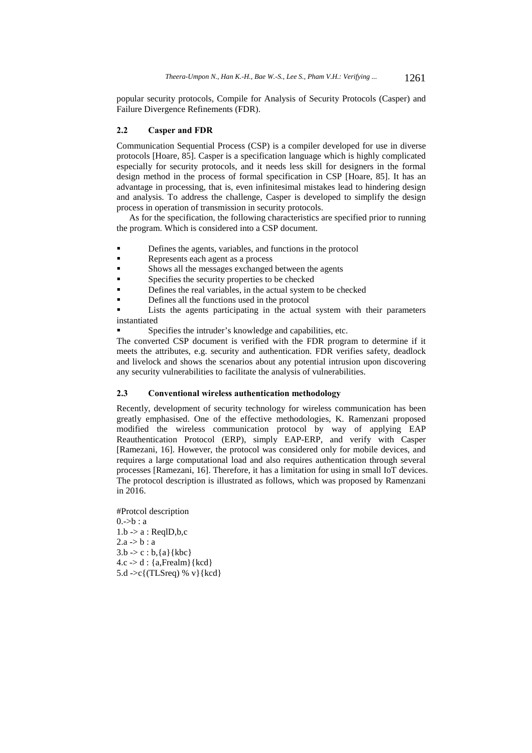popular security protocols, Compile for Analysis of Security Protocols (Casper) and Failure Divergence Refinements (FDR).

### 2.2 Casper and FDR

Communication Sequential Process (CSP) is a compiler developed for use in diverse protocols [Hoare, 85]. Casper is a specification language which is highly complicated especially for security protocols, and it needs less skill for designers in the formal design method in the process of formal specification in CSP [Hoare, 85]. It has an advantage in processing, that is, even infinitesimal mistakes lead to hindering design and analysis. To address the challenge, Casper is developed to simplify the design process in operation of transmission in security protocols.

As for the specification, the following characteristics are specified prior to running the program. Which is considered into a CSP document.

- Defines the agents, variables, and functions in the protocol
- Represents each agent as a process
- Shows all the messages exchanged between the agents
- Specifies the security properties to be checked
- Defines the real variables, in the actual system to be checked
- Defines all the functions used in the protocol
- Lists the agents participating in the actual system with their parameters instantiated
- Specifies the intruder's knowledge and capabilities, etc.

The converted CSP document is verified with the FDR program to determine if it meets the attributes, e.g. security and authentication. FDR verifies safety, deadlock and livelock and shows the scenarios about any potential intrusion upon discovering any security vulnerabilities to facilitate the analysis of vulnerabilities.

### 2.3 Conventional wireless authentication methodology

Recently, development of security technology for wireless communication has been greatly emphasised. One of the effective methodologies, K. Ramenzani proposed modified the wireless communication protocol by way of applying EAP Reauthentication Protocol (ERP), simply EAP-ERP, and verify with Casper [Ramezani, 16]. However, the protocol was considered only for mobile devices, and requires a large computational load and also requires authentication through several processes [Ramezani, 16]. Therefore, it has a limitation for using in small IoT devices. The protocol description is illustrated as follows, which was proposed by Ramenzani in 2016.

```
#Protcol description
0.->b : a
1.b -> a : ReqlD,b,c
2.a -> b : a
3.b -> c : b,{a}{kbc}
4.c -> d : {a,Frealm}{kcd}
5.d ->c{(TLSreq) % v}{kcd}
```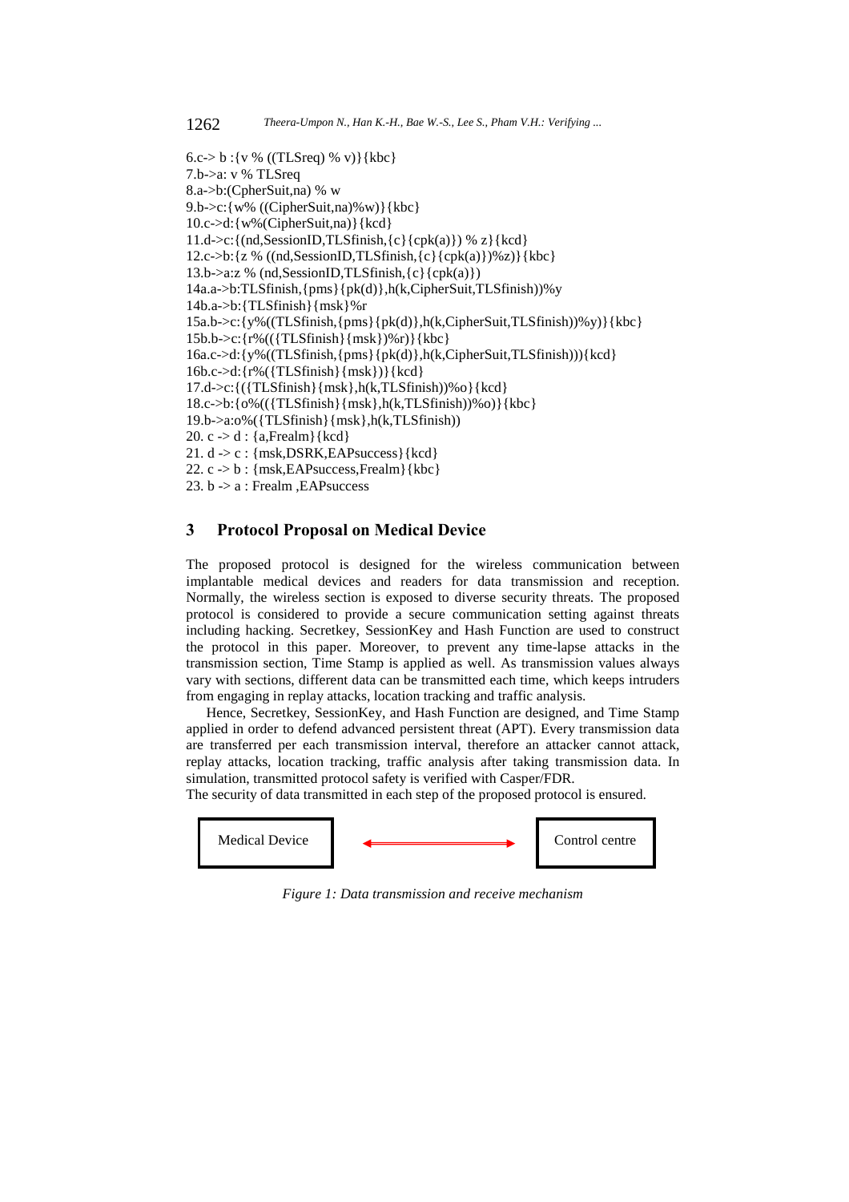```
6.c-> b :{v % ((TLSreq) % v)}{kbc}
7.b->a: v % TLSreq
8.a->b:(CpherSuit,na) % w
9.b->c:{w% ((CipherSuit,na)%w)}{kbc}
10.c->d:{w%(CipherSuit,na)}{kcd}
11.d->c:{(nd,SessionID,TLSfinish,{c}{cpk(a)}) % z}{kcd}
12.c->b:{z % ((nd,SessionID,TLSfinish,{c}{cpk(a)})%z)}{kbc}
13.b->a:z % (nd,SessionID,TLSfinish,{c}{cpk(a)})
14a.a->b:TLSfinish,{pms}{pk(d)},h(k,CipherSuit,TLSfinish))%y
14b.a->b:{TLSfinish}{msk}%r
15a.b->c:{y%((TLSfinish,{pms}{pk(d)},h(k,CipherSuit,TLSfinish))%y)}{kbc}
15b.b->c:{r%(({TLSfinish}{msk})%r)}{kbc}
16a.c->d:{y%((TLSfinish,{pms}{pk(d)},h(k,CipherSuit,TLSfinish))){kcd}
16b.c->d:{r%({TLSfinish}{msk})}{kcd}
17.d->c:{({TLSfinish}{msk},h(k,TLSfinish))%o}{kcd}
18.c->b:{o%(({TLSfinish}{msk},h(k,TLSfinish))%o)}{kbc}
19.b->a:o%({TLSfinish}{msk},h(k,TLSfinish))
20. c -> d : {a,Frealm}{kcd}
21. d -> c : {msk,DSRK,EAPsuccess}{kcd}
22. c -> b : {msk,EAPsuccess,Frealm}{kbc}
23. b -> a : Frealm ,EAPsuccess
```

## 3 Protocol Proposal on Medical Device

The proposed protocol is designed for the wireless communication between implantable medical devices and readers for data transmission and reception. Normally, the wireless section is exposed to diverse security threats. The proposed protocol is considered to provide a secure communication setting against threats including hacking. Secretkey, SessionKey and Hash Function are used to construct the protocol in this paper. Moreover, to prevent any time-lapse attacks in the transmission section, Time Stamp is applied as well. As transmission values always vary with sections, different data can be transmitted each time, which keeps intruders from engaging in replay attacks, location tracking and traffic analysis.

Hence, Secretkey, SessionKey, and Hash Function are designed, and Time Stamp applied in order to defend advanced persistent threat (APT). Every transmission data are transferred per each transmission interval, therefore an attacker cannot attack, replay attacks, location tracking, traffic analysis after taking transmission data. In simulation, transmitted protocol safety is verified with Casper/FDR.
The security of data transmitted in each step of the proposed protocol is ensured.

Medical Device ⟷ Control centre

*Figure 1: Data transmission and receive mechanism*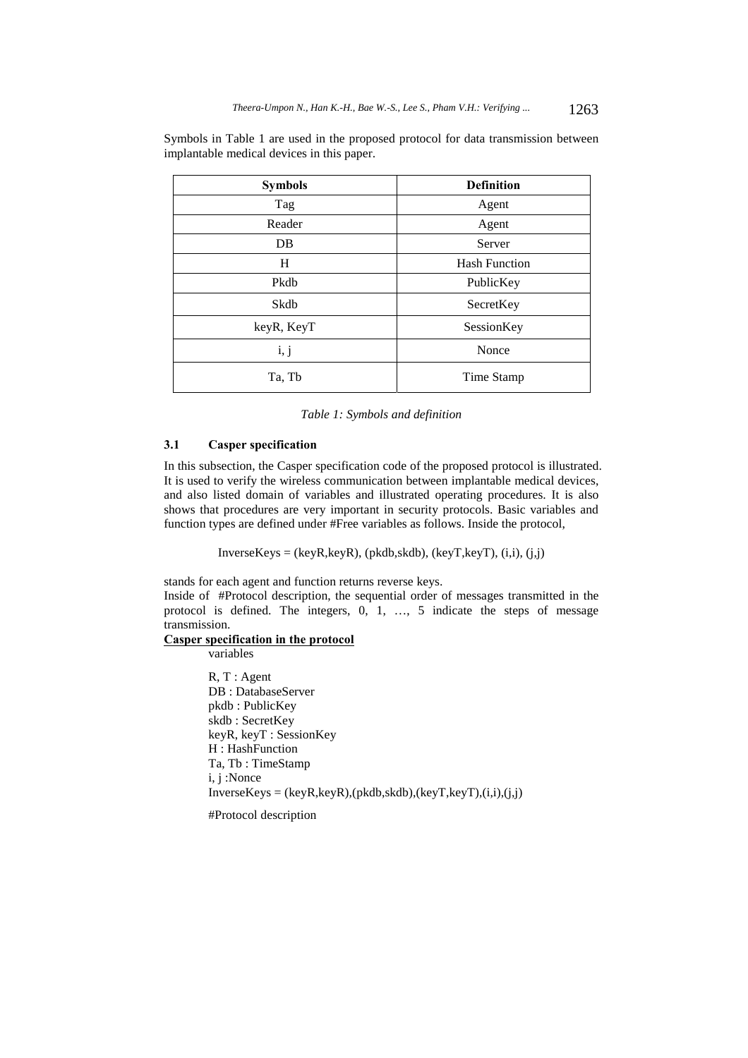Symbols in Table 1 are used in the proposed protocol for data transmission between implantable medical devices in this paper.

| Symbols | Definition |
|---|---|
| Tag | Agent |
| Reader | Agent |
| DB | Server |
| H | Hash Function |
| Pkdb | PublicKey |
| Skdb | SecretKey |
| keyR, KeyT | SessionKey |
| i, j | Nonce |
| Ta, Tb | Time Stamp |

*Table 1: Symbols and definition*

### 3.1 Casper specification

In this subsection, the Casper specification code of the proposed protocol is illustrated. It is used to verify the wireless communication between implantable medical devices, and also listed domain of variables and illustrated operating procedures. It is also shows that procedures are very important in security protocols. Basic variables and function types are defined under #Free variables as follows. Inside the protocol,

InverseKeys = (keyR,keyR), (pkdb,skdb), (keyT,keyT), (i,i), (j,j)

stands for each agent and function returns reverse keys.

Inside of #Protocol description, the sequential order of messages transmitted in the protocol is defined. The integers, 0, 1, …, 5 indicate the steps of message transmission.

**Casper specification in the protocol**

```
variables

R, T : Agent
DB : DatabaseServer
pkdb : PublicKey
skdb : SecretKey
keyR, keyT : SessionKey
H : HashFunction
Ta, Tb : TimeStamp
i, j :Nonce
InverseKeys = (keyR,keyR),(pkdb,skdb),(keyT,keyT),(i,i),(j,j)

#Protocol description
```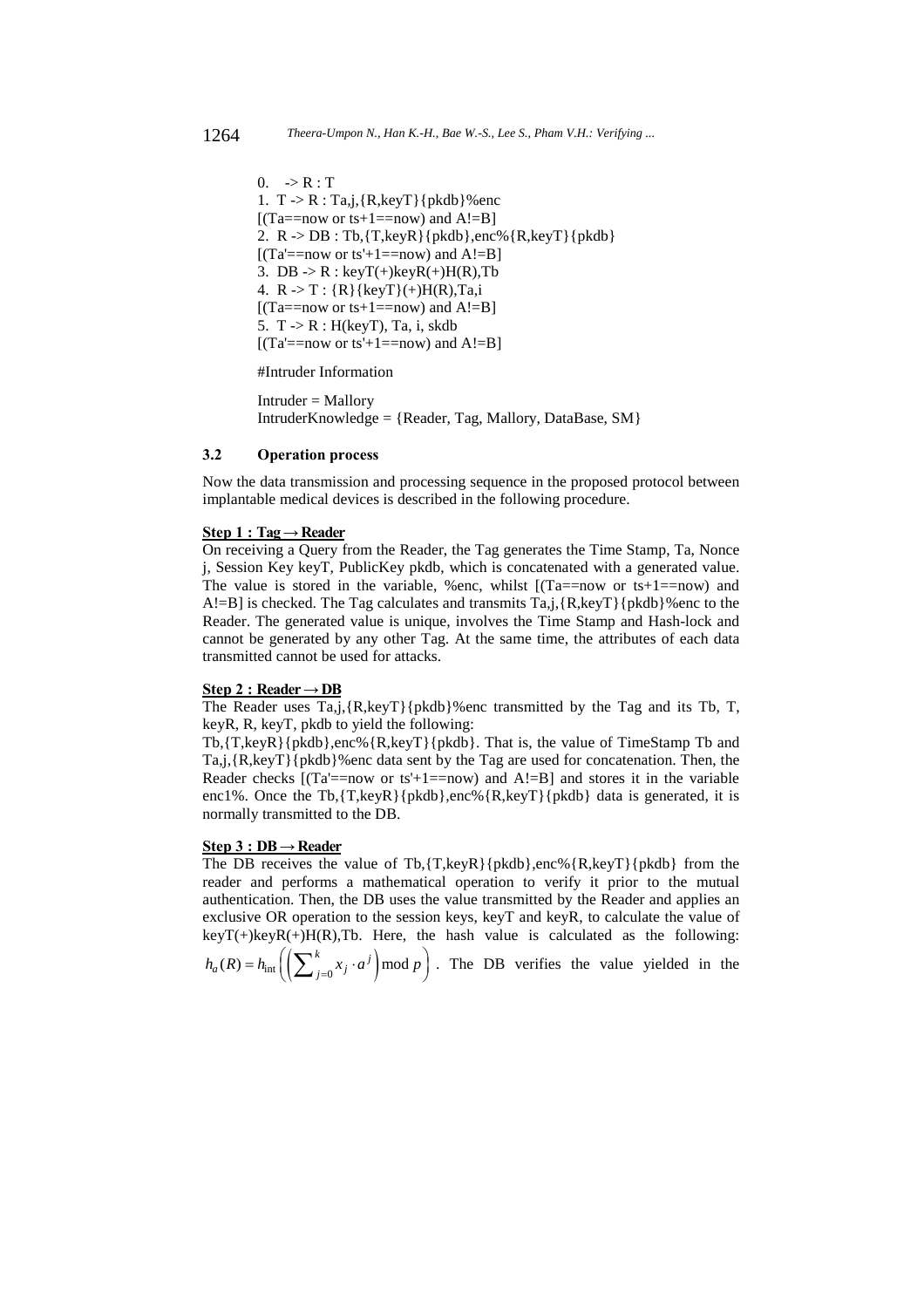```
0.   -> R : T
1.  T -> R : Ta,j,{R,keyT}{pkdb}%enc
[(Ta==now or ts+1==now) and A!=B]
2.  R -> DB : Tb,{T,keyR}{pkdb},enc%{R,keyT}{pkdb}
[(Ta'==now or ts'+1==now) and A!=B]
3.  DB -> R : keyT(+)keyR(+)H(R),Tb
4.  R -> T : {R}{keyT}(+)H(R),Ta,i
[(Ta==now or ts+1==now) and A!=B]
5.  T -> R : H(keyT), Ta, i, skdb
[(Ta'==now or ts'+1==now) and A!=B]

#Intruder Information

Intruder = Mallory
IntruderKnowledge = {Reader, Tag, Mallory, DataBase, SM}
```

### 3.2 Operation process

Now the data transmission and processing sequence in the proposed protocol between implantable medical devices is described in the following procedure.

**Step 1 : Tag → Reader**

On receiving a Query from the Reader, the Tag generates the Time Stamp, Ta, Nonce j, Session Key keyT, PublicKey pkdb, which is concatenated with a generated value. The value is stored in the variable, %enc, whilst [(Ta==now or ts+1==now) and A!=B] is checked. The Tag calculates and transmits Ta,j,{R,keyT}{pkdb}%enc to the Reader. The generated value is unique, involves the Time Stamp and Hash-lock and cannot be generated by any other Tag. At the same time, the attributes of each data transmitted cannot be used for attacks.

**Step 2 : Reader → DB**

The Reader uses Ta,j,{R,keyT}{pkdb}%enc transmitted by the Tag and its Tb, T, keyR, R, keyT, pkdb to yield the following:
Tb,{T,keyR}{pkdb},enc%{R,keyT}{pkdb}. That is, the value of TimeStamp Tb and Ta,j,{R,keyT}{pkdb}%enc data sent by the Tag are used for concatenation. Then, the Reader checks [(Ta'==now or ts'+1==now) and A!=B] and stores it in the variable enc1%. Once the Tb,{T,keyR}{pkdb},enc%{R,keyT}{pkdb} data is generated, it is normally transmitted to the DB.

**Step 3 : DB → Reader**

The DB receives the value of Tb,{T,keyR}{pkdb},enc%{R,keyT}{pkdb} from the reader and performs a mathematical operation to verify it prior to the mutual authentication. Then, the DB uses the value transmitted by the Reader and applies an exclusive OR operation to the session keys, keyT and keyR, to calculate the value of keyT(+)keyR(+)H(R),Tb. Here, the hash value is calculated as the following: $h_a(R) = h_{\text{int}}\left(\left(\sum_{j=0}^{k} x_j \cdot a^j\right) \bmod p\right)$. The DB verifies the value yielded in the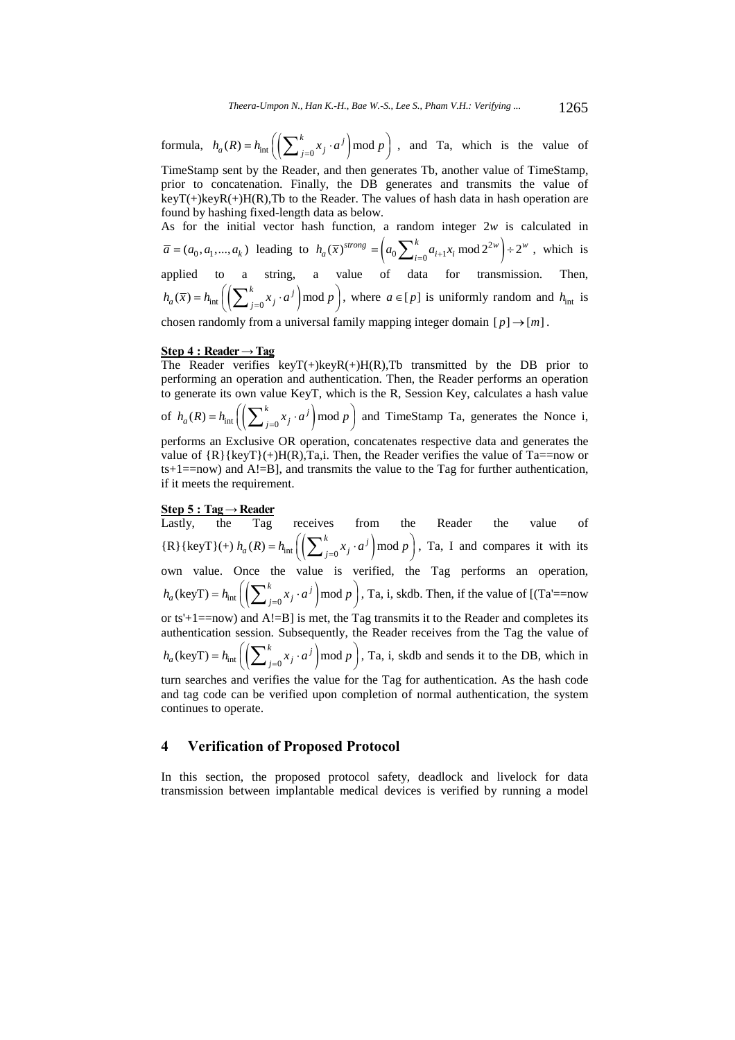formula, $h_a(R) = h_{\text{int}}\left(\left(\sum_{j=0}^{k} x_j \cdot a^j\right) \bmod p\right)$, and Ta, which is the value of TimeStamp sent by the Reader, and then generates Tb, another value of TimeStamp, prior to concatenation. Finally, the DB generates and transmits the value of keyT(+)keyR(+)H(R),Tb to the Reader. The values of hash data in hash operation are found by hashing fixed-length data as below.

As for the initial vector hash function, a random integer $2w$ is calculated in $\overline{a} = (a_0, a_1, ..., a_k)$ leading to $h_a(\overline{x})^{strong} = \left(a_0 \sum_{i=0}^{k} a_{i+1} x_i \bmod 2^{2w}\right) \div 2^w$, which is applied to a string, a value of data for transmission. Then, $h_a(\overline{x}) = h_{\text{int}}\left(\left(\sum_{j=0}^{k} x_j \cdot a^j\right) \bmod p\right)$, where $a \in [p]$ is uniformly random and $h_{\text{int}}$ is chosen randomly from a universal family mapping integer domain $[p] \to [m]$.

**Step 4 : Reader → Tag**

The Reader verifies keyT(+)keyR(+)H(R),Tb transmitted by the DB prior to performing an operation and authentication. Then, the Reader performs an operation to generate its own value KeyT, which is the R, Session Key, calculates a hash value of $h_a(R) = h_{\text{int}}\left(\left(\sum_{j=0}^{k} x_j \cdot a^j\right) \bmod p\right)$ and TimeStamp Ta, generates the Nonce i, performs an Exclusive OR operation, concatenates respective data and generates the value of {R}{keyT}(+)H(R),Ta,i. Then, the Reader verifies the value of Ta==now or ts+1==now) and A!=B], and transmits the value to the Tag for further authentication, if it meets the requirement.

**Step 5 : Tag → Reader**

Lastly, the Tag receives from the Reader the value of {R}{keyT}(+) $h_a(R) = h_{\text{int}}\left(\left(\sum_{j=0}^{k} x_j \cdot a^j\right) \bmod p\right)$, Ta, I and compares it with its own value. Once the value is verified, the Tag performs an operation, $h_a(\text{keyT}) = h_{\text{int}}\left(\left(\sum_{j=0}^{k} x_j \cdot a^j\right) \bmod p\right)$, Ta, i, skdb. Then, if the value of [(Ta'==now or ts'+1==now) and A!=B] is met, the Tag transmits it to the Reader and completes its authentication session. Subsequently, the Reader receives from the Tag the value of $h_a(\text{keyT}) = h_{\text{int}}\left(\left(\sum_{j=0}^{k} x_j \cdot a^j\right) \bmod p\right)$, Ta, i, skdb and sends it to the DB, which in turn searches and verifies the value for the Tag for authentication. As the hash code and tag code can be verified upon completion of normal authentication, the system continues to operate.

## 4 Verification of Proposed Protocol

In this section, the proposed protocol safety, deadlock and livelock for data transmission between implantable medical devices is verified by running a model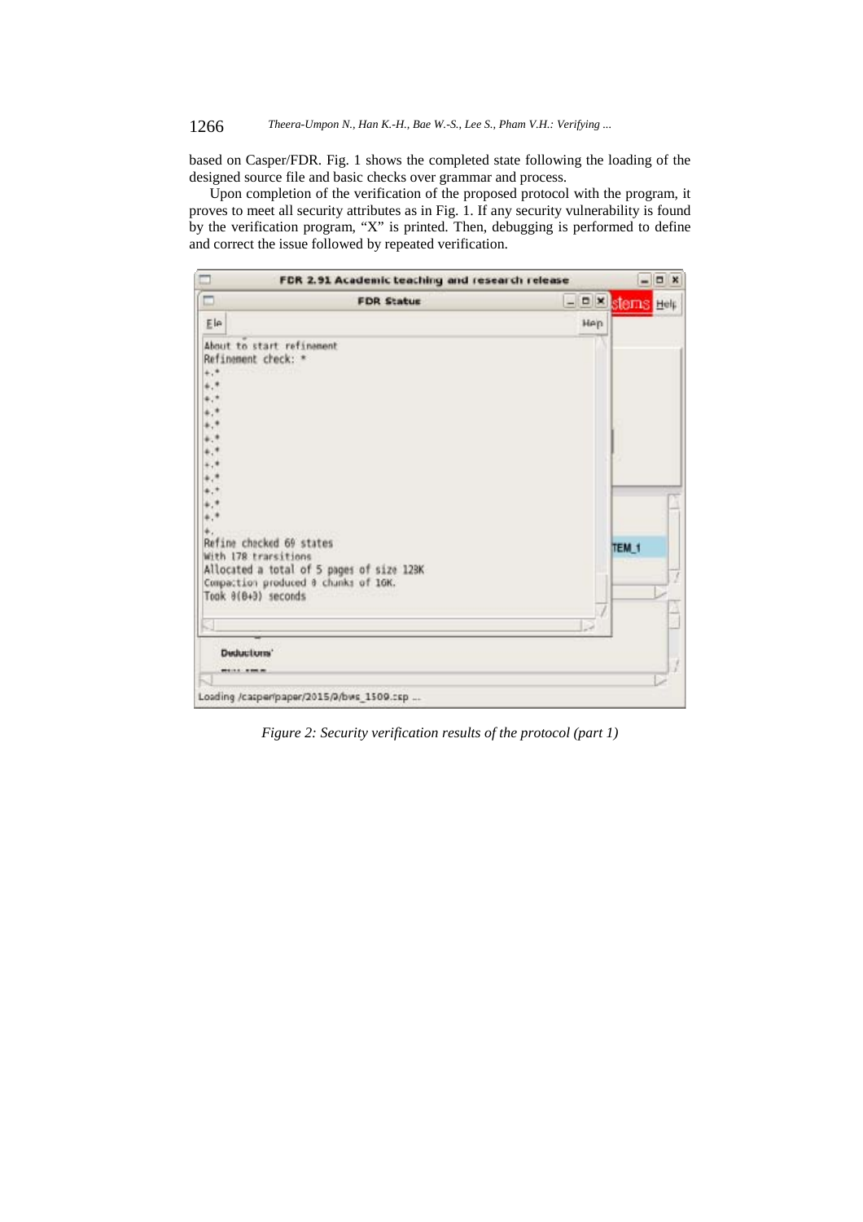based on Casper/FDR. Fig. 1 shows the completed state following the loading of the designed source file and basic checks over grammar and process.

Upon completion of the verification of the proposed protocol with the program, it proves to meet all security attributes as in Fig. 1. If any security vulnerability is found by the verification program, "X" is printed. Then, debugging is performed to define and correct the issue followed by repeated verification.

*Figure 2: Security verification results of the protocol (part 1)*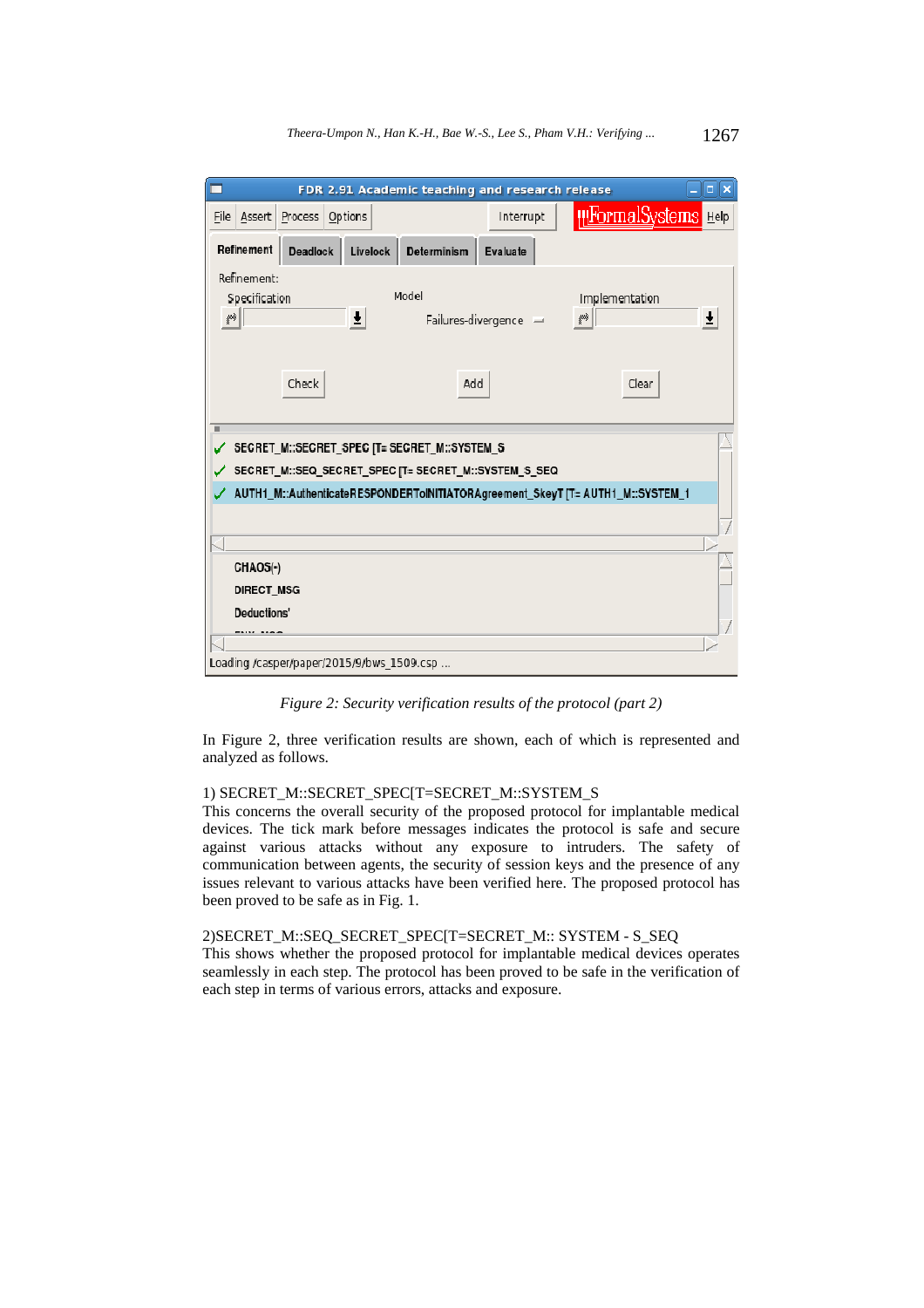*Figure 2: Security verification results of the protocol (part 2)*

In Figure 2, three verification results are shown, each of which is represented and analyzed as follows.

1) SECRET_M::SECRET_SPEC[T=SECRET_M::SYSTEM_S

This concerns the overall security of the proposed protocol for implantable medical devices. The tick mark before messages indicates the protocol is safe and secure against various attacks without any exposure to intruders. The safety of communication between agents, the security of session keys and the presence of any issues relevant to various attacks have been verified here. The proposed protocol has been proved to be safe as in Fig. 1.

2)SECRET_M::SEQ_SECRET_SPEC[T=SECRET_M:: SYSTEM - S_SEQ

This shows whether the proposed protocol for implantable medical devices operates seamlessly in each step. The protocol has been proved to be safe in the verification of each step in terms of various errors, attacks and exposure.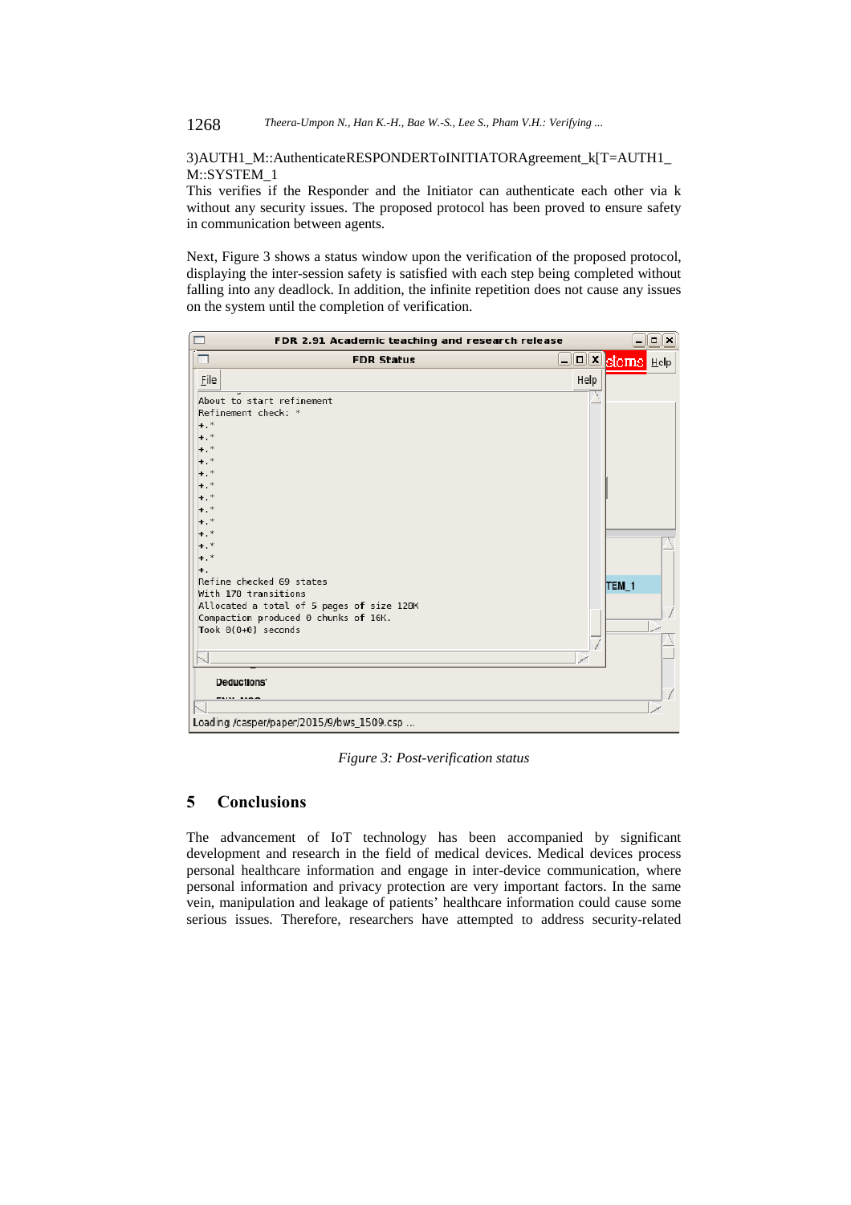3)AUTH1_M::AuthenticateRESPONDERToINITIATORAgreement_k[T=AUTH1_M::SYSTEM_1

This verifies if the Responder and the Initiator can authenticate each other via k without any security issues. The proposed protocol has been proved to ensure safety in communication between agents.

Next, Figure 3 shows a status window upon the verification of the proposed protocol, displaying the inter-session safety is satisfied with each step being completed without falling into any deadlock. In addition, the infinite repetition does not cause any issues on the system until the completion of verification.

*Figure 3: Post-verification status*

## 5 Conclusions

The advancement of IoT technology has been accompanied by significant development and research in the field of medical devices. Medical devices process personal healthcare information and engage in inter-device communication, where personal information and privacy protection are very important factors. In the same vein, manipulation and leakage of patients' healthcare information could cause some serious issues. Therefore, researchers have attempted to address security-related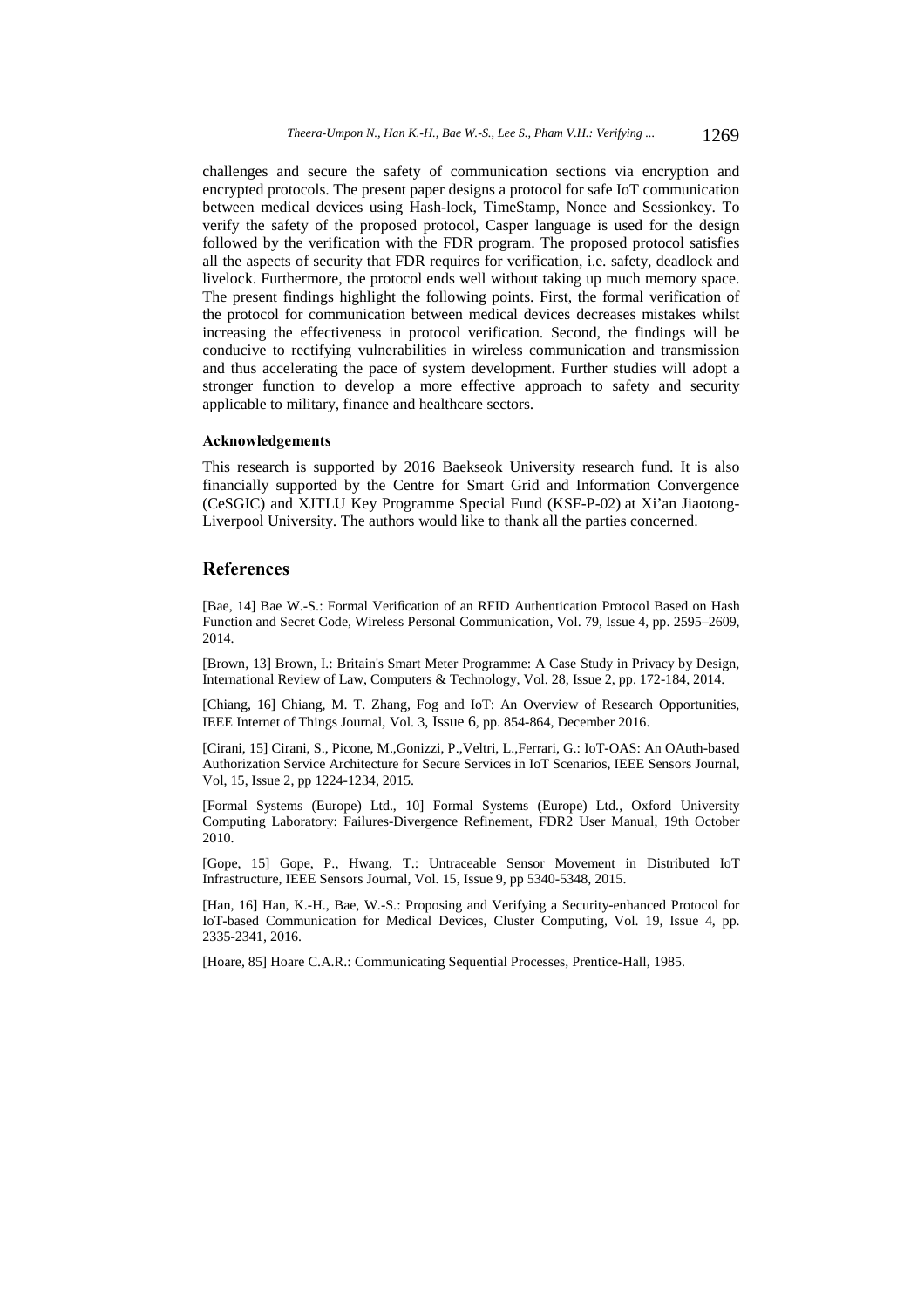challenges and secure the safety of communication sections via encryption and encrypted protocols. The present paper designs a protocol for safe IoT communication between medical devices using Hash-lock, TimeStamp, Nonce and Sessionkey. To verify the safety of the proposed protocol, Casper language is used for the design followed by the verification with the FDR program. The proposed protocol satisfies all the aspects of security that FDR requires for verification, i.e. safety, deadlock and livelock. Furthermore, the protocol ends well without taking up much memory space. The present findings highlight the following points. First, the formal verification of the protocol for communication between medical devices decreases mistakes whilst increasing the effectiveness in protocol verification. Second, the findings will be conducive to rectifying vulnerabilities in wireless communication and transmission and thus accelerating the pace of system development. Further studies will adopt a stronger function to develop a more effective approach to safety and security applicable to military, finance and healthcare sectors.

#### Acknowledgements

This research is supported by 2016 Baekseok University research fund. It is also financially supported by the Centre for Smart Grid and Information Convergence (CeSGIC) and XJTLU Key Programme Special Fund (KSF-P-02) at Xi'an Jiaotong-Liverpool University. The authors would like to thank all the parties concerned.

## References

[Bae, 14] Bae W.-S.: Formal Verification of an RFID Authentication Protocol Based on Hash Function and Secret Code, Wireless Personal Communication, Vol. 79, Issue 4, pp. 2595–2609, 2014.

[Brown, 13] Brown, I.: Britain's Smart Meter Programme: A Case Study in Privacy by Design, International Review of Law, Computers & Technology, Vol. 28, Issue 2, pp. 172-184, 2014.

[Chiang, 16] Chiang, M. T. Zhang, Fog and IoT: An Overview of Research Opportunities, IEEE Internet of Things Journal, Vol. 3, Issue 6, pp. 854-864, December 2016.

[Cirani, 15] Cirani, S., Picone, M.,Gonizzi, P.,Veltri, L.,Ferrari, G.: IoT-OAS: An OAuth-based Authorization Service Architecture for Secure Services in IoT Scenarios, IEEE Sensors Journal, Vol, 15, Issue 2, pp 1224-1234, 2015.

[Formal Systems (Europe) Ltd., 10] Formal Systems (Europe) Ltd., Oxford University Computing Laboratory: Failures-Divergence Refinement, FDR2 User Manual, 19th October 2010.

[Gope, 15] Gope, P., Hwang, T.: Untraceable Sensor Movement in Distributed IoT Infrastructure, IEEE Sensors Journal, Vol. 15, Issue 9, pp 5340-5348, 2015.

[Han, 16] Han, K.-H., Bae, W.-S.: Proposing and Verifying a Security-enhanced Protocol for IoT-based Communication for Medical Devices, Cluster Computing, Vol. 19, Issue 4, pp. 2335-2341, 2016.

[Hoare, 85] Hoare C.A.R.: Communicating Sequential Processes, Prentice-Hall, 1985.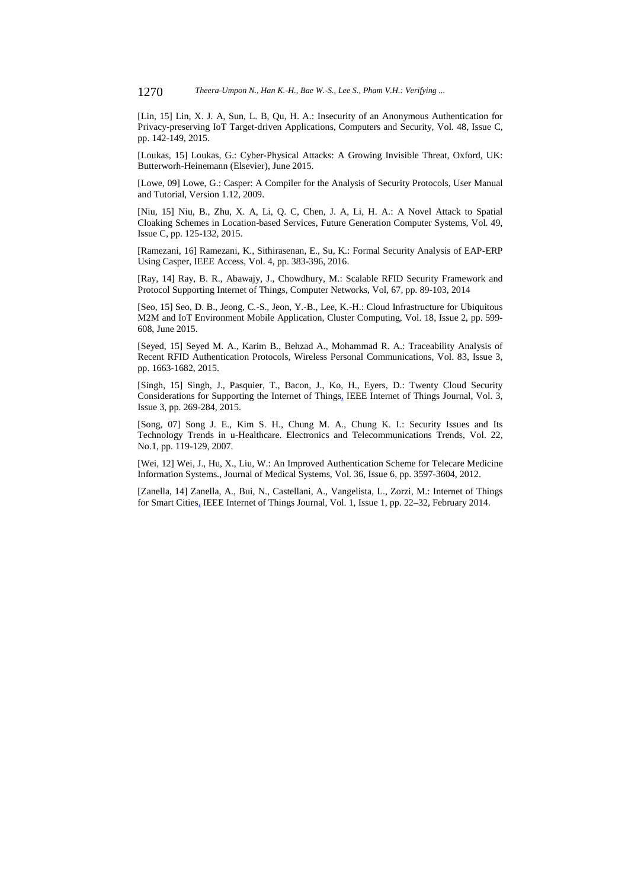[Lin, 15] Lin, X. J. A, Sun, L. B, Qu, H. A.: Insecurity of an Anonymous Authentication for Privacy-preserving IoT Target-driven Applications, Computers and Security, Vol. 48, Issue C, pp. 142-149, 2015.

[Loukas, 15] Loukas, G.: Cyber-Physical Attacks: A Growing Invisible Threat, Oxford, UK: Butterworh-Heinemann (Elsevier), June 2015.

[Lowe, 09] Lowe, G.: Casper: A Compiler for the Analysis of Security Protocols, User Manual and Tutorial, Version 1.12, 2009.

[Niu, 15] Niu, B., Zhu, X. A, Li, Q. C, Chen, J. A, Li, H. A.: A Novel Attack to Spatial Cloaking Schemes in Location-based Services, Future Generation Computer Systems, Vol. 49, Issue C, pp. 125-132, 2015.

[Ramezani, 16] Ramezani, K., Sithirasenan, E., Su, K.: Formal Security Analysis of EAP-ERP Using Casper, IEEE Access, Vol. 4, pp. 383-396, 2016.

[Ray, 14] Ray, B. R., Abawajy, J., Chowdhury, M.: Scalable RFID Security Framework and Protocol Supporting Internet of Things, Computer Networks, Vol, 67, pp. 89-103, 2014

[Seo, 15] Seo, D. B., Jeong, C.-S., Jeon, Y.-B., Lee, K.-H.: Cloud Infrastructure for Ubiquitous M2M and IoT Environment Mobile Application, Cluster Computing, Vol. 18, Issue 2, pp. 599-608, June 2015.

[Seyed, 15] Seyed M. A., Karim B., Behzad A., Mohammad R. A.: Traceability Analysis of Recent RFID Authentication Protocols, Wireless Personal Communications, Vol. 83, Issue 3, pp. 1663-1682, 2015.

[Singh, 15] Singh, J., Pasquier, T., Bacon, J., Ko, H., Eyers, D.: Twenty Cloud Security Considerations for Supporting the Internet of Things, IEEE Internet of Things Journal, Vol. 3, Issue 3, pp. 269-284, 2015.

[Song, 07] Song J. E., Kim S. H., Chung M. A., Chung K. I.: Security Issues and Its Technology Trends in u-Healthcare. Electronics and Telecommunications Trends, Vol. 22, No.1, pp. 119-129, 2007.

[Wei, 12] Wei, J., Hu, X., Liu, W.: An Improved Authentication Scheme for Telecare Medicine Information Systems., Journal of Medical Systems, Vol. 36, Issue 6, pp. 3597-3604, 2012.

[Zanella, 14] Zanella, A., Bui, N., Castellani, A., Vangelista, L., Zorzi, M.: Internet of Things for Smart Cities, IEEE Internet of Things Journal, Vol. 1, Issue 1, pp. 22–32, February 2014.